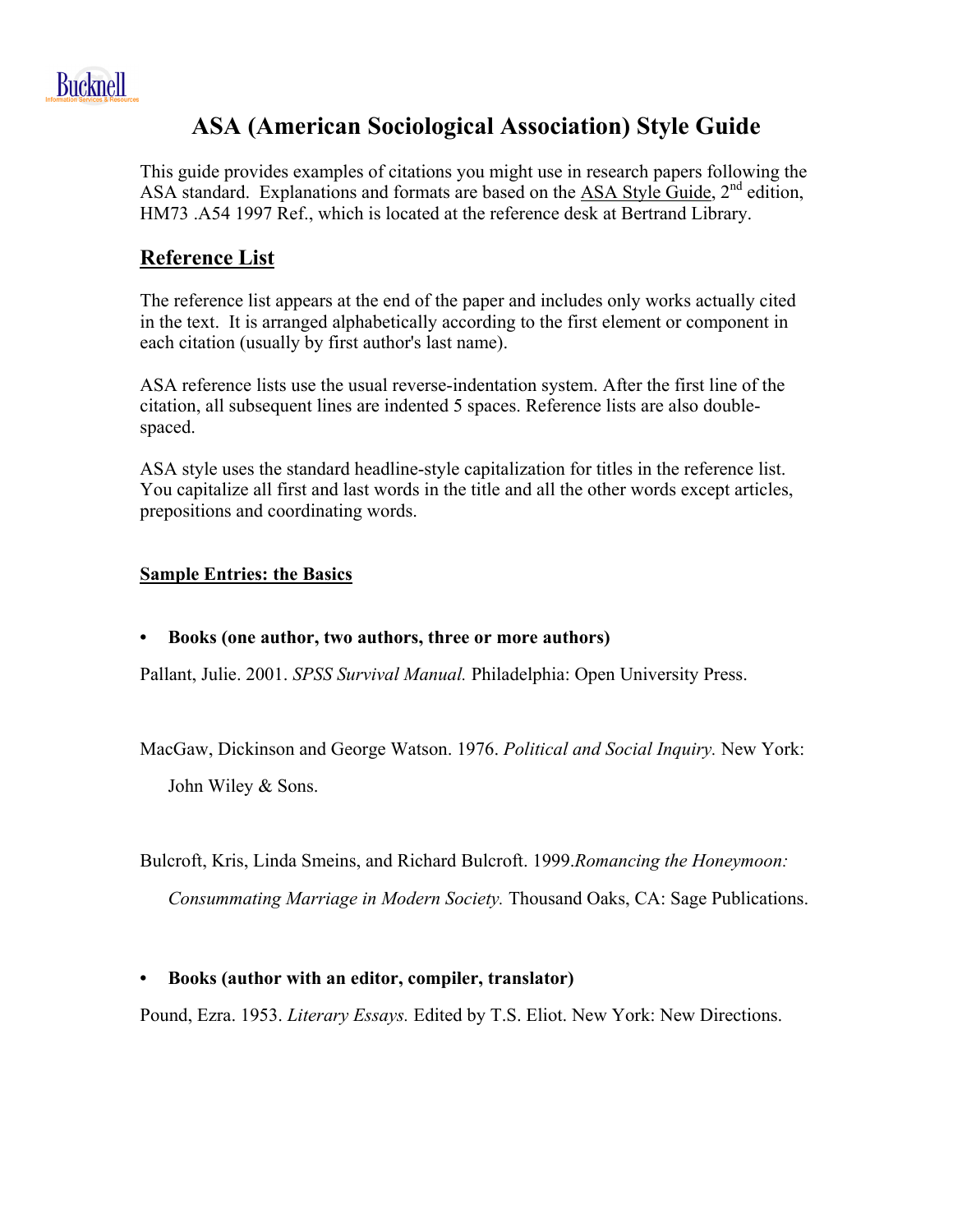# ASA (American Sociological Association) Style Guide

This guide provides examples of citations you might use in research papers following the ASA standard. Explanations and formats are based on the ASA Style Guide, 2nd edition, HM73 .A54 1997 Ref., which is located at the reference desk at Bertrand Library.

## Reference List

The reference list appears at the end of the paper and includes only works actually cited in the text. It is arranged alphabetically according to the first element or component in each citation (usually by first author's last name).

ASA reference lists use the usual reverse-indentation system. After the first line of the citation, all subsequent lines are indented 5 spaces. Reference lists are also double-spaced.

ASA style uses the standard headline-style capitalization for titles in the reference list. You capitalize all first and last words in the title and all the other words except articles, prepositions and coordinating words.

### Sample Entries: the Basics

- **Books (one author, two authors, three or more authors)**

Pallant, Julie. 2001. *SPSS Survival Manual.* Philadelphia: Open University Press.

MacGaw, Dickinson and George Watson. 1976. *Political and Social Inquiry.* New York: John Wiley & Sons.

Bulcroft, Kris, Linda Smeins, and Richard Bulcroft. 1999.*Romancing the Honeymoon: Consummating Marriage in Modern Society.* Thousand Oaks, CA: Sage Publications.

- **Books (author with an editor, compiler, translator)**

Pound, Ezra. 1953. *Literary Essays.* Edited by T.S. Eliot. New York: New Directions.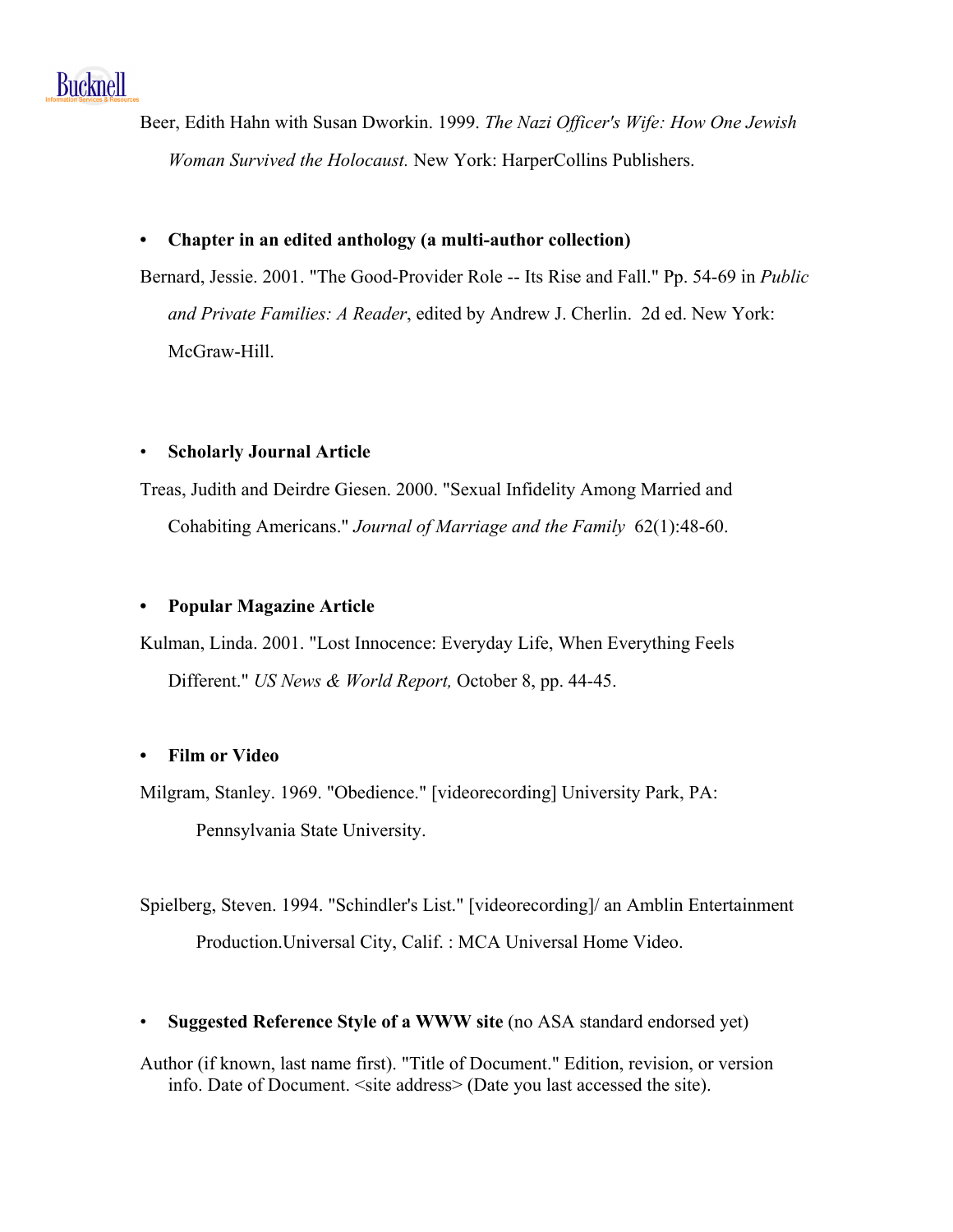Beer, Edith Hahn with Susan Dworkin. 1999. *The Nazi Officer's Wife: How One Jewish Woman Survived the Holocaust.* New York: HarperCollins Publishers.

- **Chapter in an edited anthology (a multi-author collection)**

Bernard, Jessie. 2001. "The Good-Provider Role -- Its Rise and Fall." Pp. 54-69 in *Public and Private Families: A Reader*, edited by Andrew J. Cherlin. 2d ed. New York: McGraw-Hill.

- **Scholarly Journal Article**

Treas, Judith and Deirdre Giesen. 2000. "Sexual Infidelity Among Married and Cohabiting Americans." *Journal of Marriage and the Family* 62(1):48-60.

- **Popular Magazine Article**

Kulman, Linda. 2001. "Lost Innocence: Everyday Life, When Everything Feels Different." *US News & World Report,* October 8, pp. 44-45.

- **Film or Video**

Milgram, Stanley. 1969. "Obedience." [videorecording] University Park, PA: Pennsylvania State University.

Spielberg, Steven. 1994. "Schindler's List." [videorecording]/ an Amblin Entertainment Production.Universal City, Calif. : MCA Universal Home Video.

- **Suggested Reference Style of a WWW site** (no ASA standard endorsed yet)

Author (if known, last name first). "Title of Document." Edition, revision, or version info. Date of Document. <site address> (Date you last accessed the site).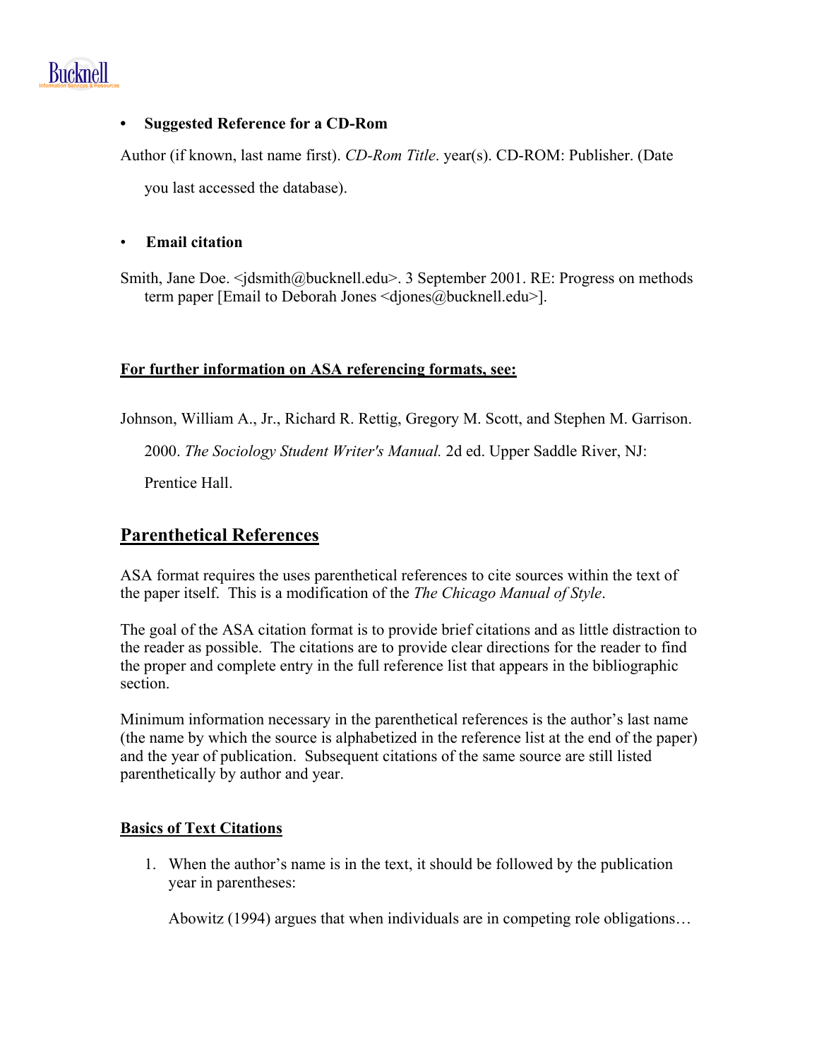- **Suggested Reference for a CD-Rom**

Author (if known, last name first). *CD-Rom Title*. year(s). CD-ROM: Publisher. (Date you last accessed the database).

- **Email citation**

Smith, Jane Doe. <jdsmith@bucknell.edu>. 3 September 2001. RE: Progress on methods term paper [Email to Deborah Jones <djones@bucknell.edu>].

**For further information on ASA referencing formats, see:**

Johnson, William A., Jr., Richard R. Rettig, Gregory M. Scott, and Stephen M. Garrison. 2000. *The Sociology Student Writer's Manual.* 2d ed. Upper Saddle River, NJ: Prentice Hall.

## Parenthetical References

ASA format requires the uses parenthetical references to cite sources within the text of the paper itself. This is a modification of the *The Chicago Manual of Style*.

The goal of the ASA citation format is to provide brief citations and as little distraction to the reader as possible. The citations are to provide clear directions for the reader to find the proper and complete entry in the full reference list that appears in the bibliographic section.

Minimum information necessary in the parenthetical references is the author's last name (the name by which the source is alphabetized in the reference list at the end of the paper) and the year of publication. Subsequent citations of the same source are still listed parenthetically by author and year.

### Basics of Text Citations

1. When the author's name is in the text, it should be followed by the publication year in parentheses:

   Abowitz (1994) argues that when individuals are in competing role obligations…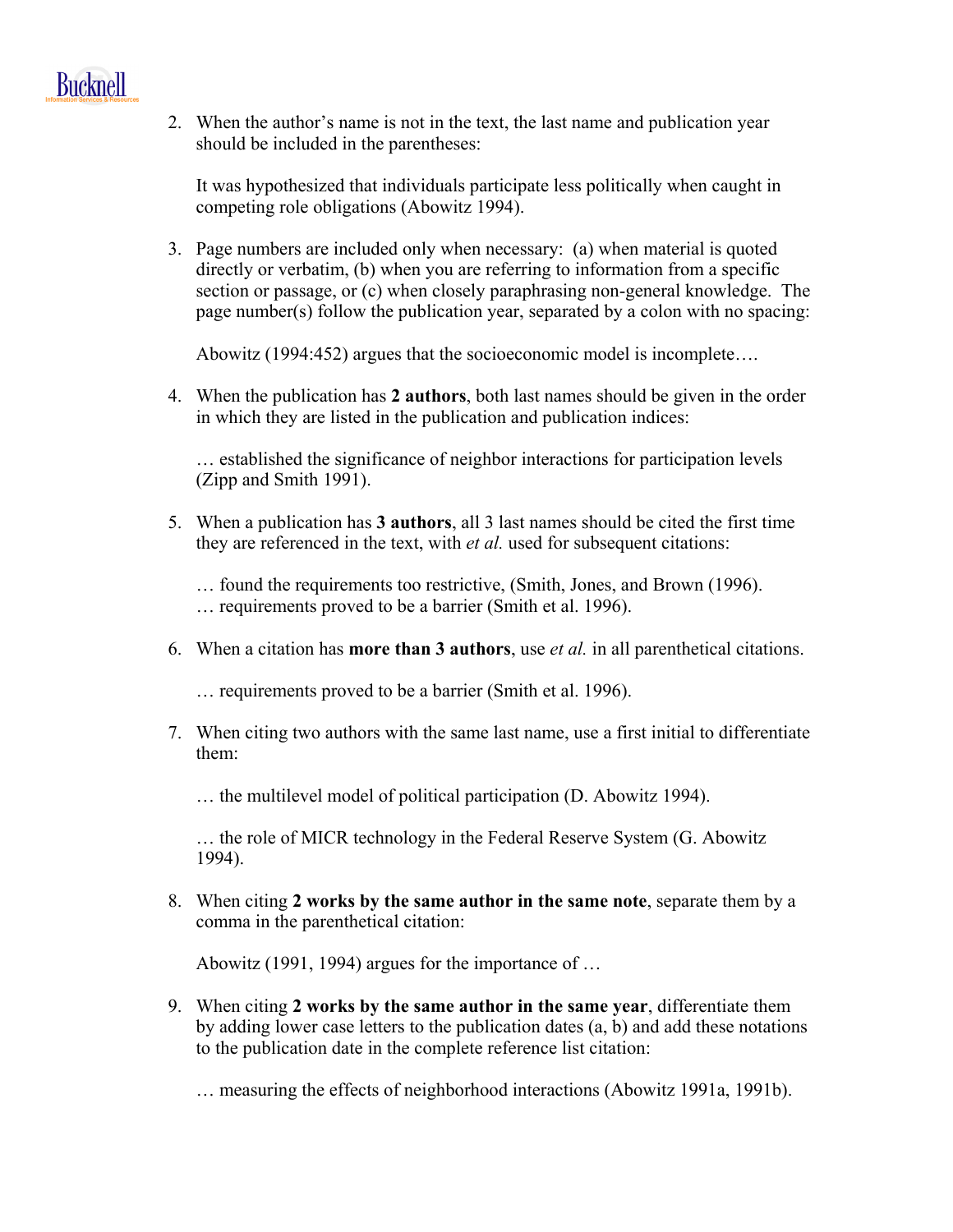2. When the author's name is not in the text, the last name and publication year should be included in the parentheses:

   It was hypothesized that individuals participate less politically when caught in competing role obligations (Abowitz 1994).

3. Page numbers are included only when necessary: (a) when material is quoted directly or verbatim, (b) when you are referring to information from a specific section or passage, or (c) when closely paraphrasing non-general knowledge. The page number(s) follow the publication year, separated by a colon with no spacing:

   Abowitz (1994:452) argues that the socioeconomic model is incomplete….

4. When the publication has **2 authors**, both last names should be given in the order in which they are listed in the publication and publication indices:

   … established the significance of neighbor interactions for participation levels (Zipp and Smith 1991).

5. When a publication has **3 authors**, all 3 last names should be cited the first time they are referenced in the text, with *et al.* used for subsequent citations:

   … found the requirements too restrictive, (Smith, Jones, and Brown (1996).
   … requirements proved to be a barrier (Smith et al. 1996).

6. When a citation has **more than 3 authors**, use *et al.* in all parenthetical citations.

   … requirements proved to be a barrier (Smith et al. 1996).

7. When citing two authors with the same last name, use a first initial to differentiate them:

   … the multilevel model of political participation (D. Abowitz 1994).

   … the role of MICR technology in the Federal Reserve System (G. Abowitz 1994).

8. When citing **2 works by the same author in the same note**, separate them by a comma in the parenthetical citation:

   Abowitz (1991, 1994) argues for the importance of …

9. When citing **2 works by the same author in the same year**, differentiate them by adding lower case letters to the publication dates (a, b) and add these notations to the publication date in the complete reference list citation:

   … measuring the effects of neighborhood interactions (Abowitz 1991a, 1991b).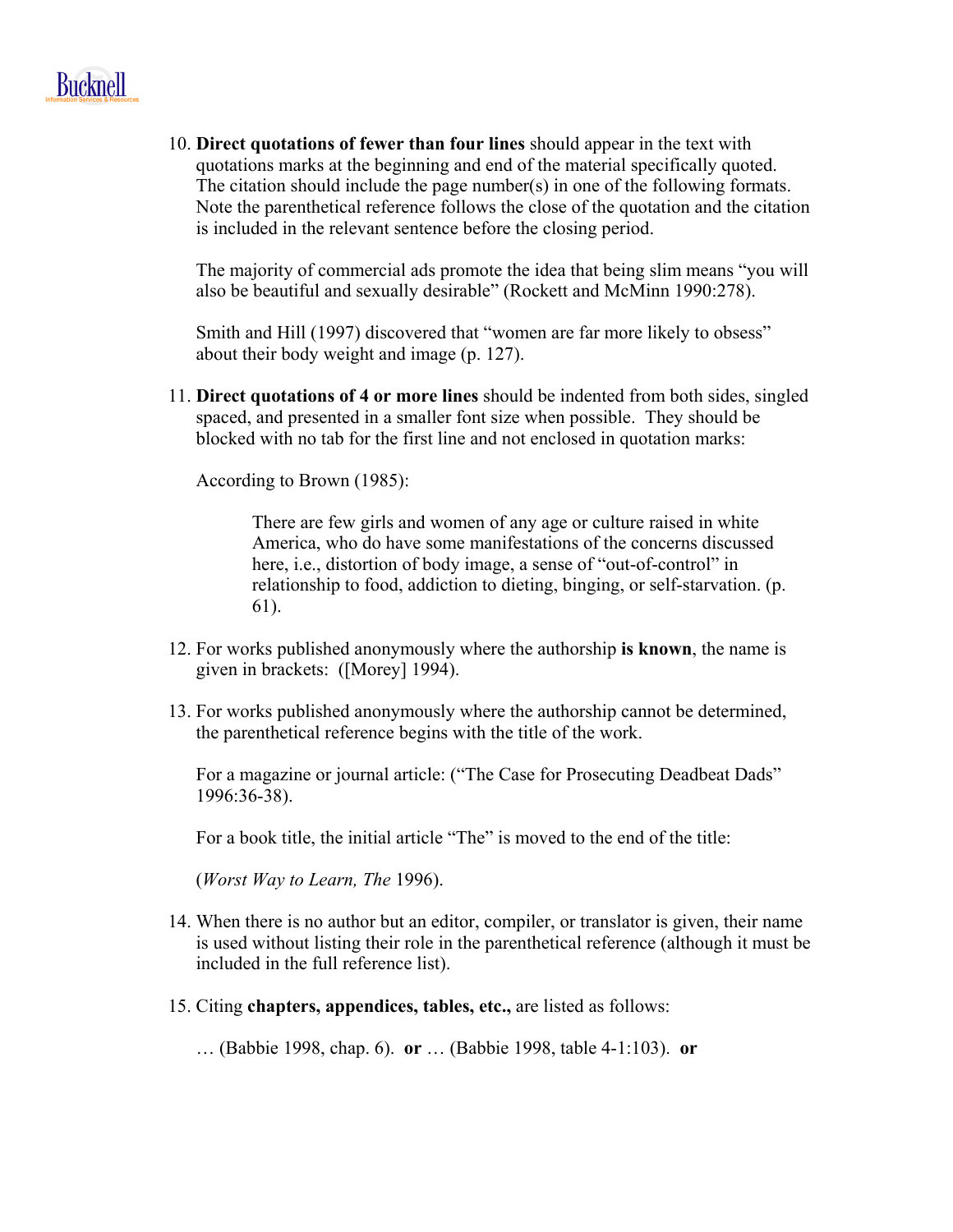10. **Direct quotations of fewer than four lines** should appear in the text with quotations marks at the beginning and end of the material specifically quoted. The citation should include the page number(s) in one of the following formats. Note the parenthetical reference follows the close of the quotation and the citation is included in the relevant sentence before the closing period.

    The majority of commercial ads promote the idea that being slim means "you will also be beautiful and sexually desirable" (Rockett and McMinn 1990:278).

    Smith and Hill (1997) discovered that "women are far more likely to obsess" about their body weight and image (p. 127).

11. **Direct quotations of 4 or more lines** should be indented from both sides, singled spaced, and presented in a smaller font size when possible. They should be blocked with no tab for the first line and not enclosed in quotation marks:

    According to Brown (1985):

    > There are few girls and women of any age or culture raised in white America, who do have some manifestations of the concerns discussed here, i.e., distortion of body image, a sense of "out-of-control" in relationship to food, addiction to dieting, binging, or self-starvation. (p. 61).

12. For works published anonymously where the authorship **is known**, the name is given in brackets: ([Morey] 1994).

13. For works published anonymously where the authorship cannot be determined, the parenthetical reference begins with the title of the work.

    For a magazine or journal article: ("The Case for Prosecuting Deadbeat Dads" 1996:36-38).

    For a book title, the initial article "The" is moved to the end of the title:

    (*Worst Way to Learn, The* 1996).

14. When there is no author but an editor, compiler, or translator is given, their name is used without listing their role in the parenthetical reference (although it must be included in the full reference list).

15. Citing **chapters, appendices, tables, etc.,** are listed as follows:

    … (Babbie 1998, chap. 6). **or** … (Babbie 1998, table 4-1:103). **or**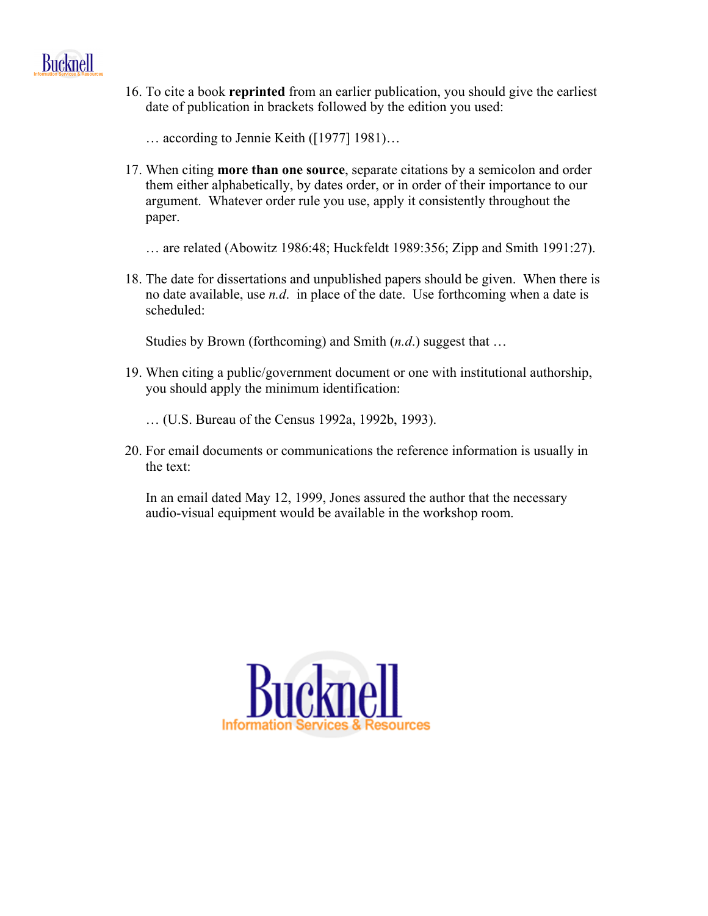16. To cite a book **reprinted** from an earlier publication, you should give the earliest date of publication in brackets followed by the edition you used:

    … according to Jennie Keith ([1977] 1981)…

17. When citing **more than one source**, separate citations by a semicolon and order them either alphabetically, by dates order, or in order of their importance to our argument. Whatever order rule you use, apply it consistently throughout the paper.

    … are related (Abowitz 1986:48; Huckfeldt 1989:356; Zipp and Smith 1991:27).

18. The date for dissertations and unpublished papers should be given. When there is no date available, use *n.d.* in place of the date. Use forthcoming when a date is scheduled:

    Studies by Brown (forthcoming) and Smith (*n.d.*) suggest that …

19. When citing a public/government document or one with institutional authorship, you should apply the minimum identification:

    … (U.S. Bureau of the Census 1992a, 1992b, 1993).

20. For email documents or communications the reference information is usually in the text:

    In an email dated May 12, 1999, Jones assured the author that the necessary audio-visual equipment would be available in the workshop room.

Bucknell
Information Services & Resources